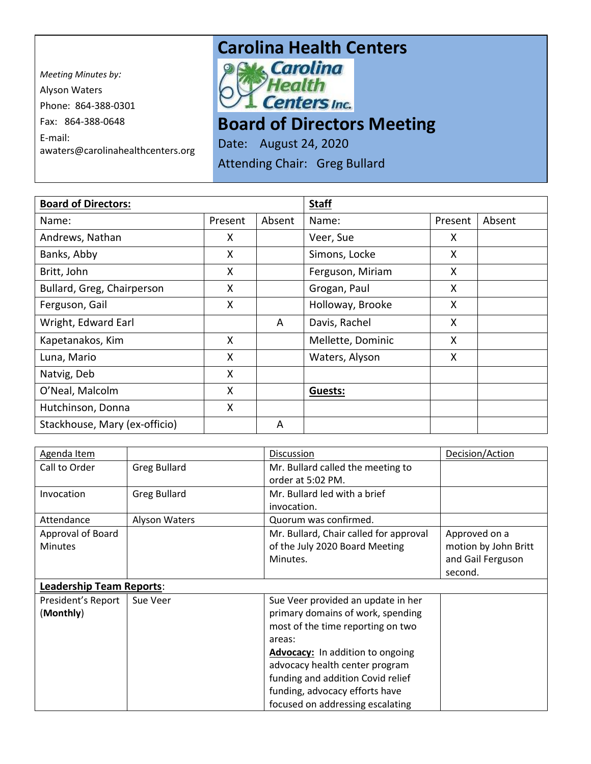*Meeting Minutes by:*
Alyson Waters
Phone: 864-388-0301
Fax: 864-388-0648
E-mail:
awaters@carolinahealthcenters.org

# Carolina Health Centers

# Board of Directors Meeting

Date: August 24, 2020

Attending Chair: Greg Bullard

| **Board of Directors:** | | | **Staff** | | |
|---|---|---|---|---|---|
| Name: | Present | Absent | Name: | Present | Absent |
| Andrews, Nathan | X | | Veer, Sue | X | |
| Banks, Abby | X | | Simons, Locke | X | |
| Britt, John | X | | Ferguson, Miriam | X | |
| Bullard, Greg, Chairperson | X | | Grogan, Paul | X | |
| Ferguson, Gail | X | | Holloway, Brooke | X | |
| Wright, Edward Earl | | A | Davis, Rachel | X | |
| Kapetanakos, Kim | X | | Mellette, Dominic | X | |
| Luna, Mario | X | | Waters, Alyson | X | |
| Natvig, Deb | X | | | | |
| O'Neal, Malcolm | X | | **Guests:** | | |
| Hutchinson, Donna | X | | | | |
| Stackhouse, Mary (ex-officio) | | A | | | |

| Agenda Item | | Discussion | Decision/Action |
|---|---|---|---|
| Call to Order | Greg Bullard | Mr. Bullard called the meeting to order at 5:02 PM. | |
| Invocation | Greg Bullard | Mr. Bullard led with a brief invocation. | |
| Attendance | Alyson Waters | Quorum was confirmed. | |
| Approval of Board Minutes | | Mr. Bullard, Chair called for approval of the July 2020 Board Meeting Minutes. | Approved on a motion by John Britt and Gail Ferguson second. |
| **Leadership Team Reports**: | | | |
| President's Report (**Monthly**) | Sue Veer | Sue Veer provided an update in her primary domains of work, spending most of the time reporting on two areas:<br>**Advocacy:** In addition to ongoing advocacy health center program funding and addition Covid relief funding, advocacy efforts have focused on addressing escalating | |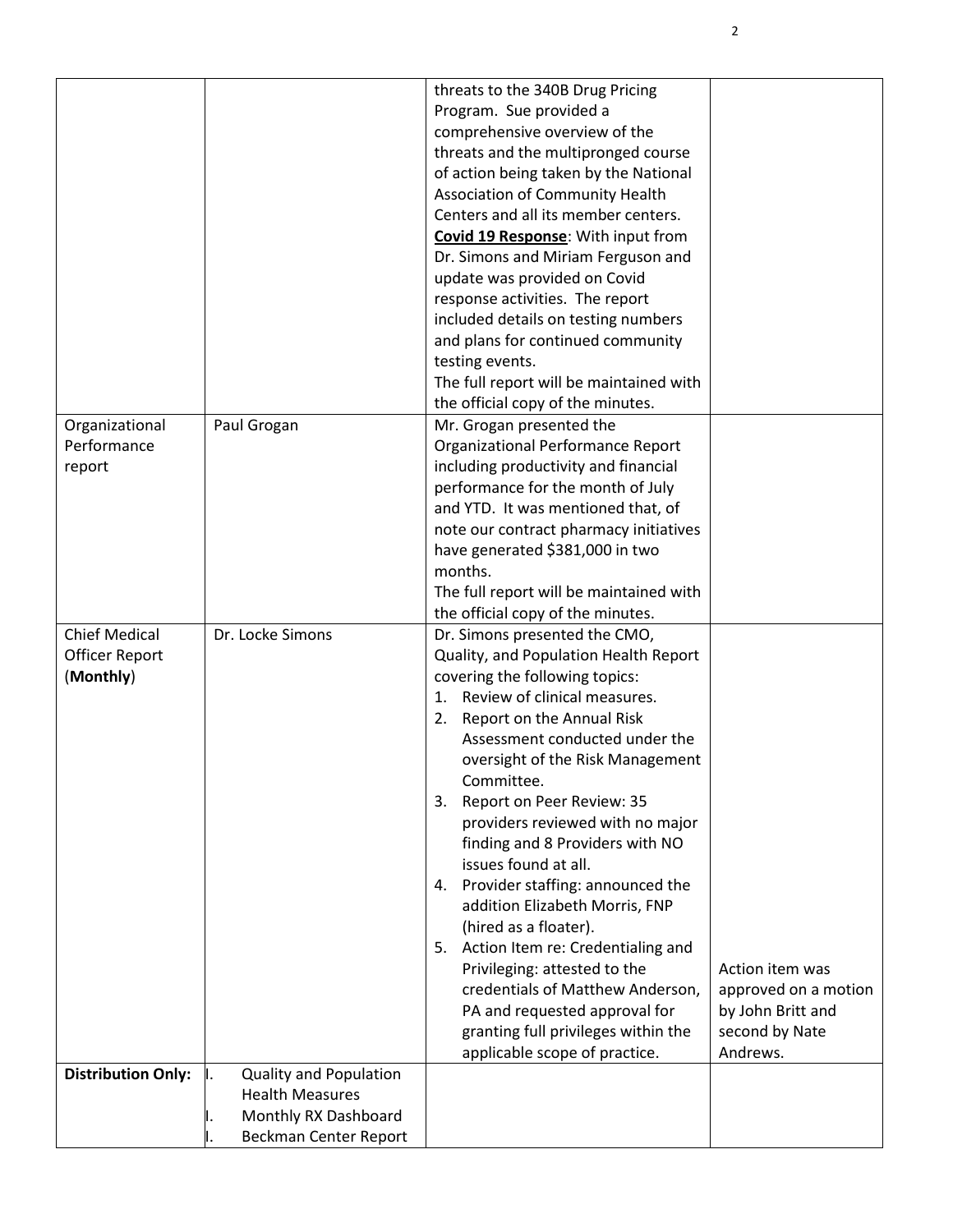| | | | |
|---|---|---|---|
| | | threats to the 340B Drug Pricing Program. Sue provided a comprehensive overview of the threats and the multipronged course of action being taken by the National Association of Community Health Centers and all its member centers.<br>**Covid 19 Response**: With input from Dr. Simons and Miriam Ferguson and update was provided on Covid response activities. The report included details on testing numbers and plans for continued community testing events.<br>The full report will be maintained with the official copy of the minutes. | |
| Organizational Performance report | Paul Grogan | Mr. Grogan presented the Organizational Performance Report including productivity and financial performance for the month of July and YTD. It was mentioned that, of note our contract pharmacy initiatives have generated $381,000 in two months.<br>The full report will be maintained with the official copy of the minutes. | |
| Chief Medical Officer Report (**Monthly**) | Dr. Locke Simons | Dr. Simons presented the CMO, Quality, and Population Health Report covering the following topics:<br>1. Review of clinical measures.<br>2. Report on the Annual Risk Assessment conducted under the oversight of the Risk Management Committee.<br>3. Report on Peer Review: 35 providers reviewed with no major finding and 8 Providers with NO issues found at all.<br>4. Provider staffing: announced the addition Elizabeth Morris, FNP (hired as a floater).<br>5. Action Item re: Credentialing and Privileging: attested to the credentials of Matthew Anderson, PA and requested approval for granting full privileges within the applicable scope of practice. | Action item was approved on a motion by John Britt and second by Nate Andrews. |
| **Distribution Only:** | I. Quality and Population Health Measures<br>I. Monthly RX Dashboard<br>I. Beckman Center Report | | |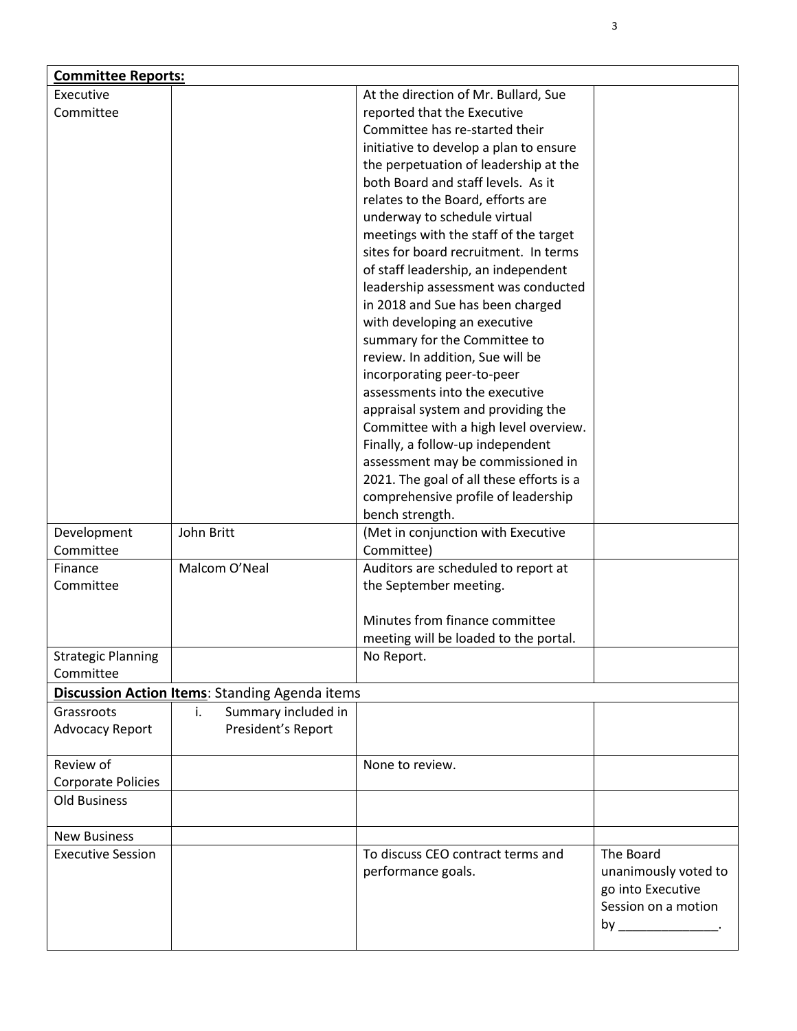| **Committee Reports:** | | | |
|---|---|---|---|
| Executive Committee | | At the direction of Mr. Bullard, Sue reported that the Executive Committee has re-started their initiative to develop a plan to ensure the perpetuation of leadership at the both Board and staff levels. As it relates to the Board, efforts are underway to schedule virtual meetings with the staff of the target sites for board recruitment. In terms of staff leadership, an independent leadership assessment was conducted in 2018 and Sue has been charged with developing an executive summary for the Committee to review. In addition, Sue will be incorporating peer-to-peer assessments into the executive appraisal system and providing the Committee with a high level overview. Finally, a follow-up independent assessment may be commissioned in 2021. The goal of all these efforts is a comprehensive profile of leadership bench strength. | |
| Development Committee | John Britt | (Met in conjunction with Executive Committee) | |
| Finance Committee | Malcom O'Neal | Auditors are scheduled to report at the September meeting.<br><br>Minutes from finance committee meeting will be loaded to the portal. | |
| Strategic Planning Committee | | No Report. | |
| **Discussion Action Items**: Standing Agenda items | | | |
| Grassroots Advocacy Report | i. Summary included in President's Report | | |
| Review of Corporate Policies | | None to review. | |
| Old Business | | | |
| New Business | | | |
| Executive Session | | To discuss CEO contract terms and performance goals. | The Board unanimously voted to go into Executive Session on a motion by ______________. |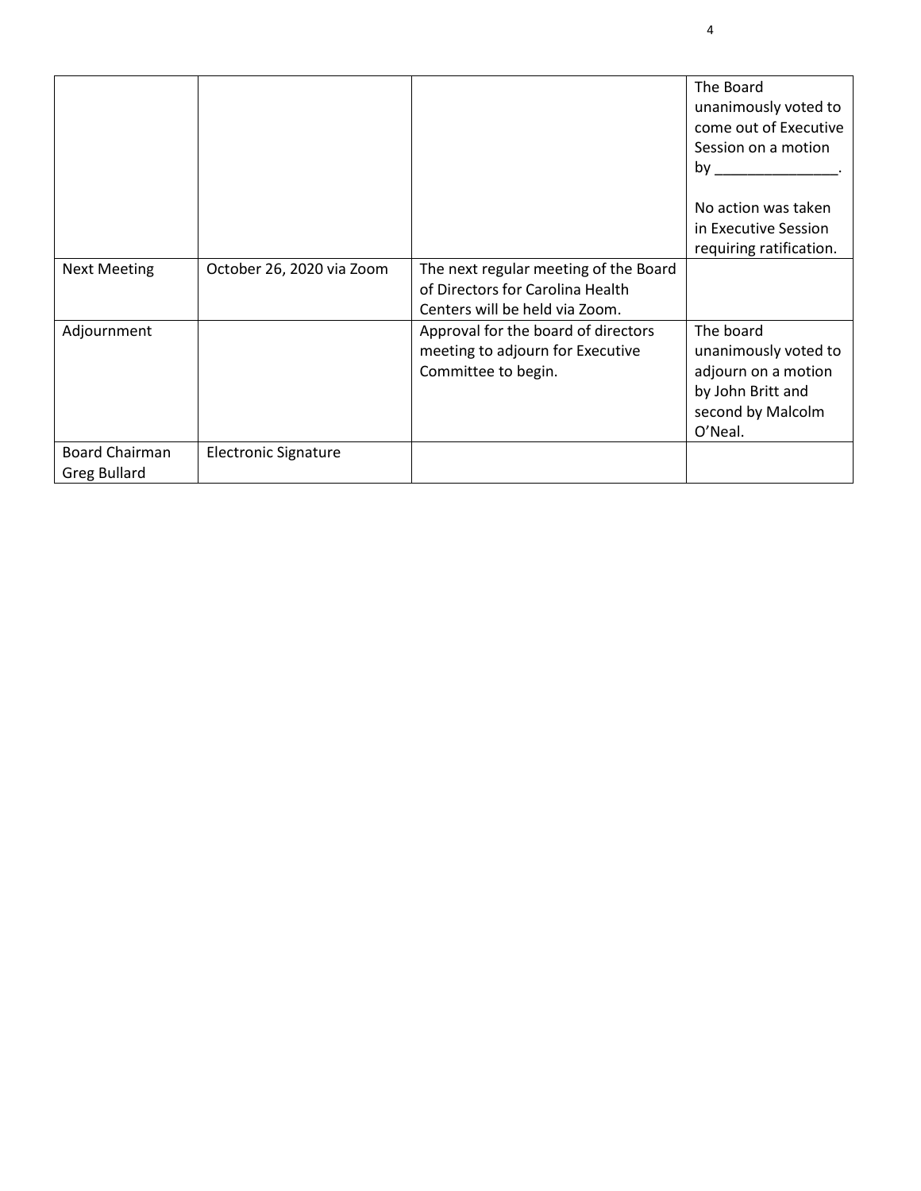| | | | |
|---|---|---|---|
| | | | The Board unanimously voted to come out of Executive Session on a motion by _______________.<br><br>No action was taken in Executive Session requiring ratification. |
| Next Meeting | October 26, 2020 via Zoom | The next regular meeting of the Board of Directors for Carolina Health Centers will be held via Zoom. | |
| Adjournment | | Approval for the board of directors meeting to adjourn for Executive Committee to begin. | The board unanimously voted to adjourn on a motion by John Britt and second by Malcolm O'Neal. |
| Board Chairman Greg Bullard | Electronic Signature | | |